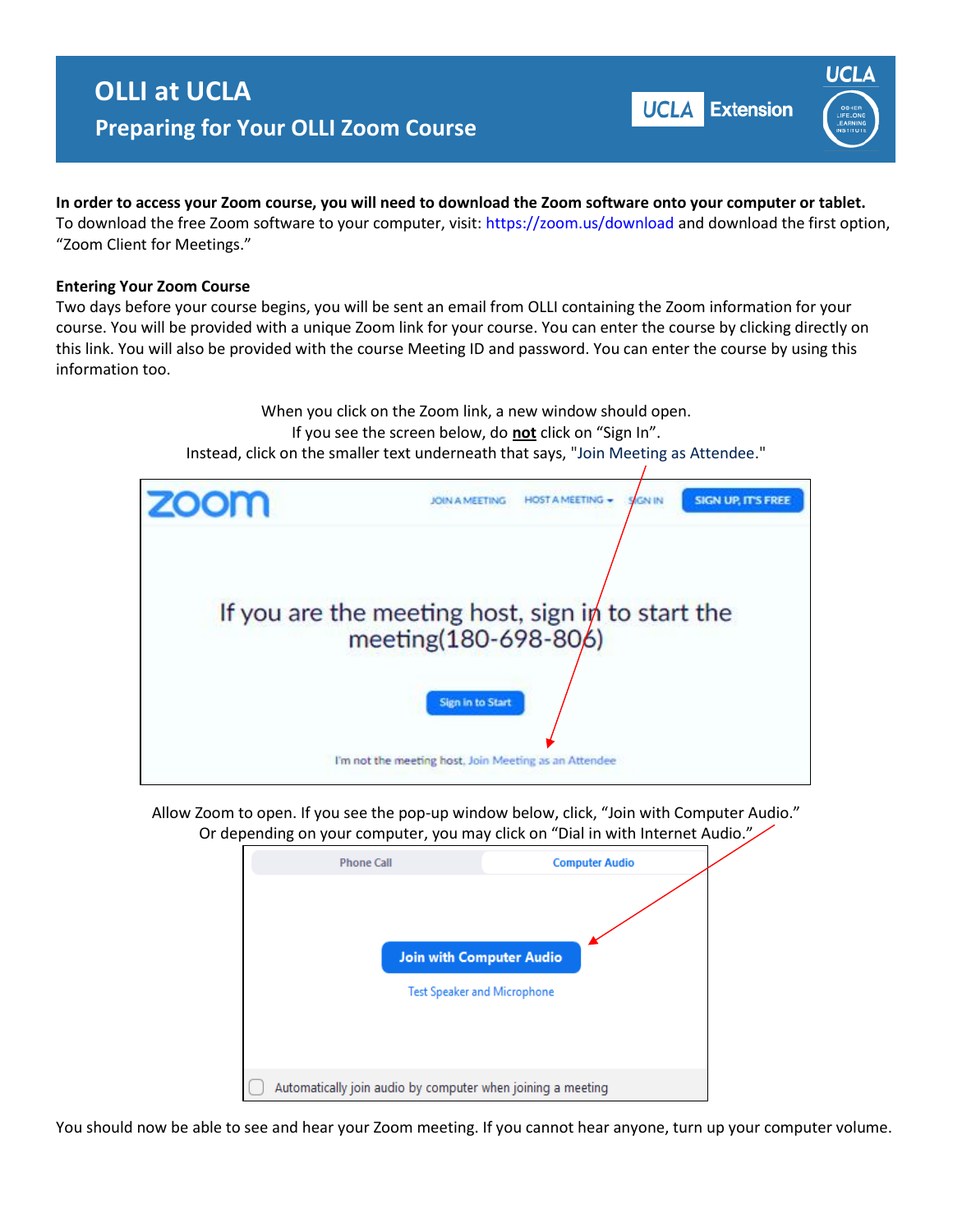# OLLI at UCLA

## Preparing for Your OLLI Zoom Course

**In order to access your Zoom course, you will need to download the Zoom software onto your computer or tablet.** To download the free Zoom software to your computer, visit: https://zoom.us/download and download the first option, "Zoom Client for Meetings."

### Entering Your Zoom Course

Two days before your course begins, you will be sent an email from OLLI containing the Zoom information for your course. You will be provided with a unique Zoom link for your course. You can enter the course by clicking directly on this link. You will also be provided with the course Meeting ID and password. You can enter the course by using this information too.

When you click on the Zoom link, a new window should open.
If you see the screen below, do **not** click on "Sign In".
Instead, click on the smaller text underneath that says, "Join Meeting as Attendee."

Allow Zoom to open. If you see the pop-up window below, click, "Join with Computer Audio."
Or depending on your computer, you may click on "Dial in with Internet Audio."

You should now be able to see and hear your Zoom meeting. If you cannot hear anyone, turn up your computer volume.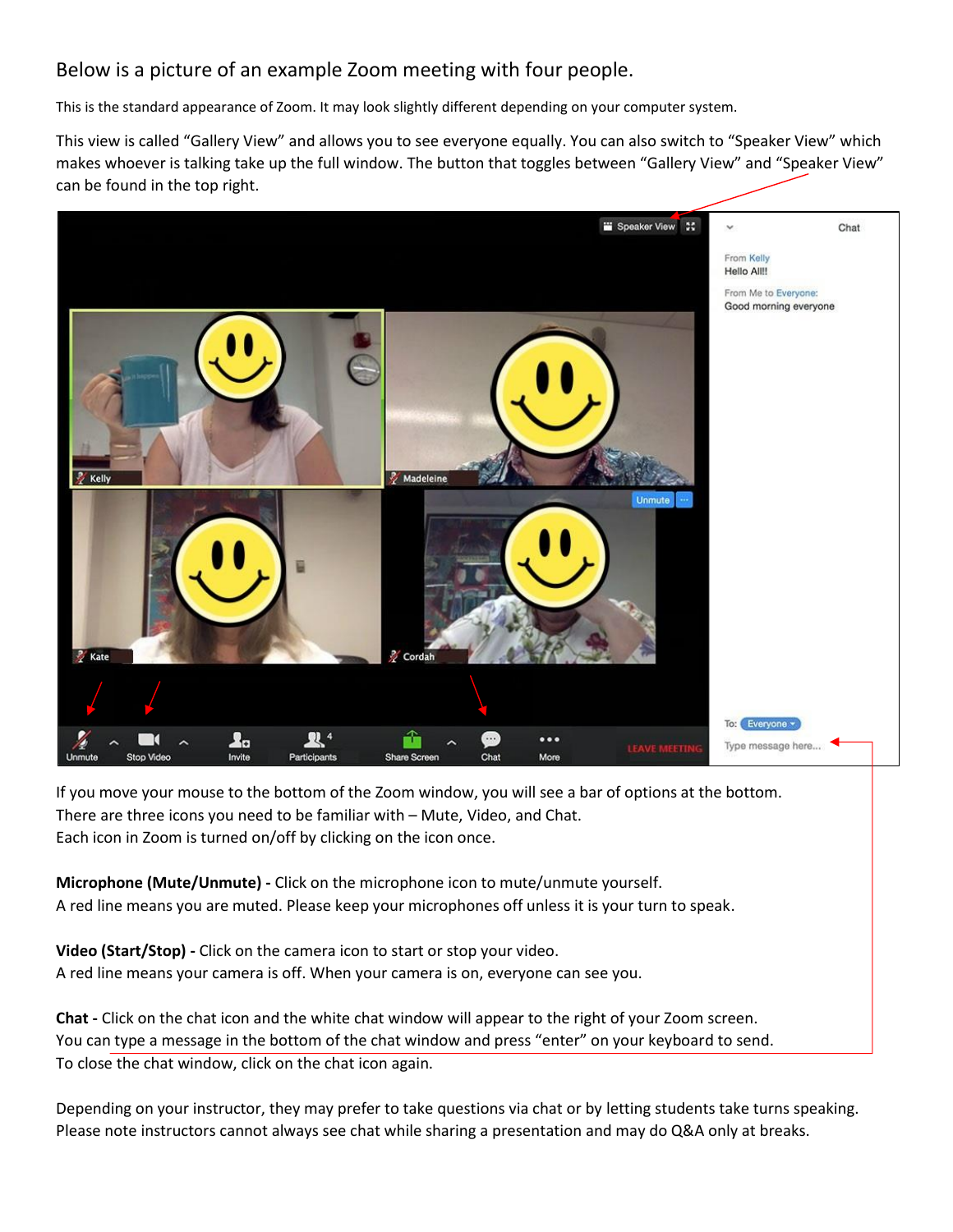Below is a picture of an example Zoom meeting with four people.

This is the standard appearance of Zoom. It may look slightly different depending on your computer system.

This view is called "Gallery View" and allows you to see everyone equally. You can also switch to "Speaker View" which makes whoever is talking take up the full window. The button that toggles between "Gallery View" and "Speaker View" can be found in the top right.

If you move your mouse to the bottom of the Zoom window, you will see a bar of options at the bottom.
There are three icons you need to be familiar with – Mute, Video, and Chat.
Each icon in Zoom is turned on/off by clicking on the icon once.

**Microphone (Mute/Unmute) -** Click on the microphone icon to mute/unmute yourself.
A red line means you are muted. Please keep your microphones off unless it is your turn to speak.

**Video (Start/Stop) -** Click on the camera icon to start or stop your video.
A red line means your camera is off. When your camera is on, everyone can see you.

**Chat -** Click on the chat icon and the white chat window will appear to the right of your Zoom screen.
You can type a message in the bottom of the chat window and press "enter" on your keyboard to send.
To close the chat window, click on the chat icon again.

Depending on your instructor, they may prefer to take questions via chat or by letting students take turns speaking. Please note instructors cannot always see chat while sharing a presentation and may do Q&A only at breaks.